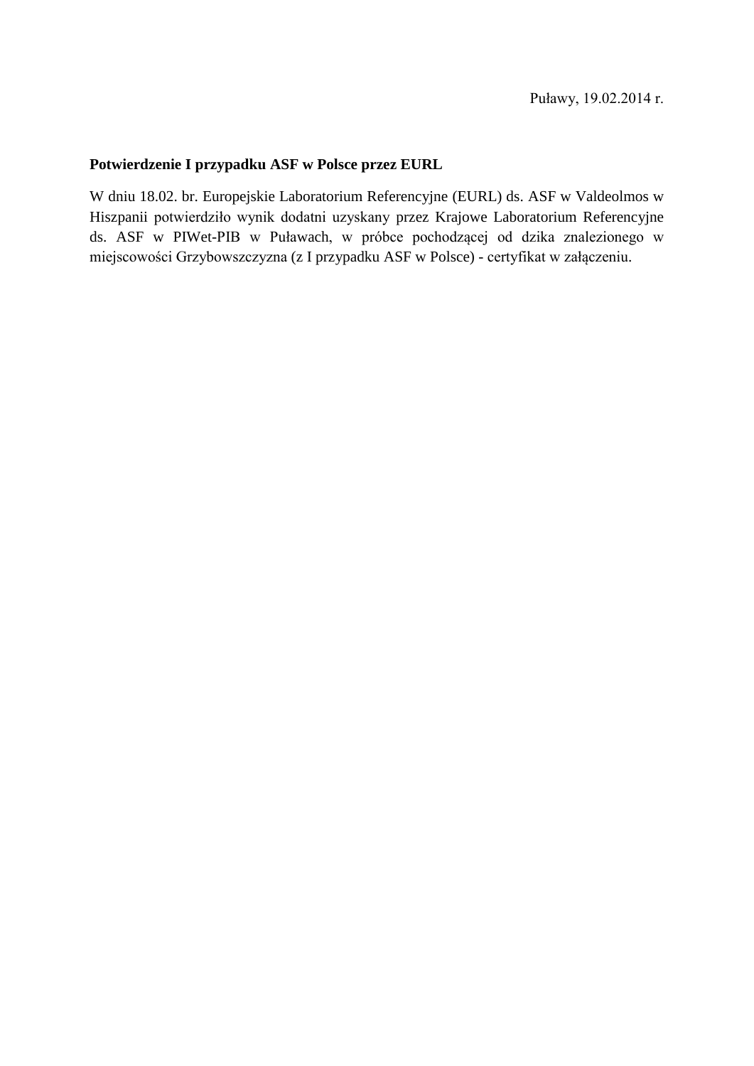Puławy, 19.02.2014 r.

**Potwierdzenie I przypadku ASF w Polsce przez EURL**

W dniu 18.02. br. Europejskie Laboratorium Referencyjne (EURL) ds. ASF w Valdeolmos w Hiszpanii potwierdziło wynik dodatni uzyskany przez Krajowe Laboratorium Referencyjne ds. ASF w PIWet-PIB w Puławach, w próbce pochodzącej od dzika znalezionego w miejscowości Grzybowszczyzna (z I przypadku ASF w Polsce) - certyfikat w załączeniu.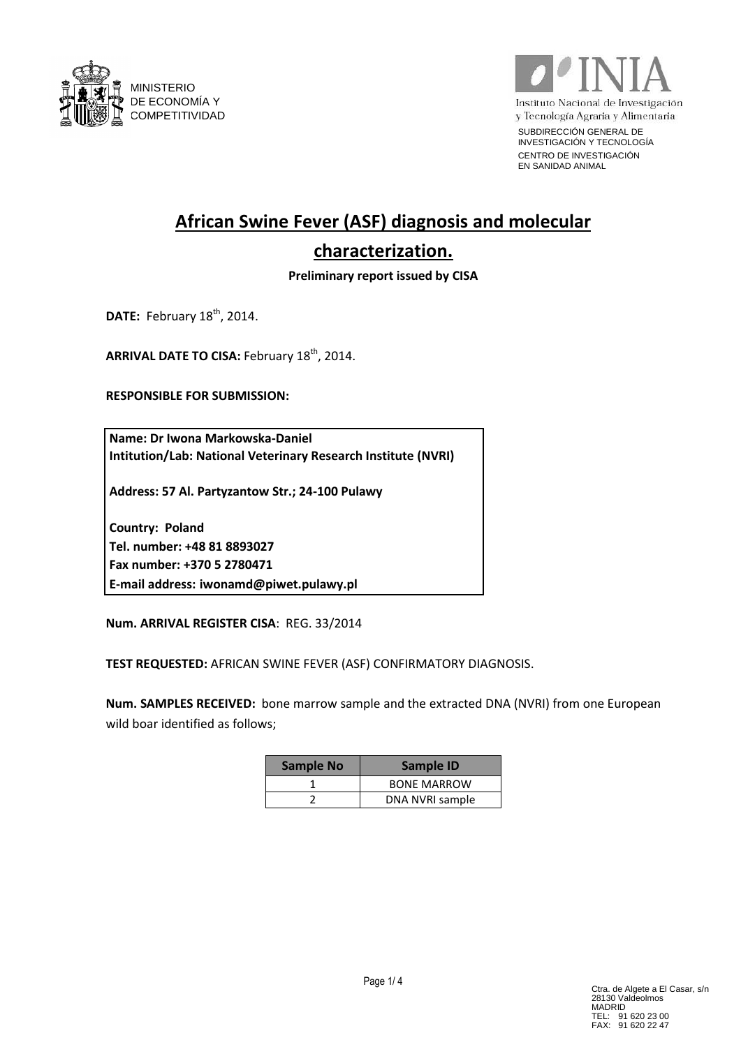MINISTERIO DE ECONOMÍA Y COMPETITIVIDAD

INIA
Instituto Nacional de Investigación y Tecnología Agraria y Alimentaria
SUBDIRECCIÓN GENERAL DE INVESTIGACIÓN Y TECNOLOGÍA
CENTRO DE INVESTIGACIÓN EN SANIDAD ANIMAL

# African Swine Fever (ASF) diagnosis and molecular characterization.

**Preliminary report issued by CISA**

**DATE:** February 18th, 2014.

**ARRIVAL DATE TO CISA:** February 18th, 2014.

**RESPONSIBLE FOR SUBMISSION:**

**Name: Dr Iwona Markowska-Daniel**
**Intitution/Lab: National Veterinary Research Institute (NVRI)**

**Address: 57 Al. Partyzantow Str.; 24-100 Pulawy**

**Country: Poland**
**Tel. number: +48 81 8893027**
**Fax number: +370 5 2780471**
**E-mail address: iwonamd@piwet.pulawy.pl**

**Num. ARRIVAL REGISTER CISA**: REG. 33/2014

**TEST REQUESTED:** AFRICAN SWINE FEVER (ASF) CONFIRMATORY DIAGNOSIS.

**Num. SAMPLES RECEIVED:** bone marrow sample and the extracted DNA (NVRI) from one European wild boar identified as follows;

| Sample No | Sample ID |
|---|---|
| 1 | BONE MARROW |
| 2 | DNA NVRI sample |

Ctra. de Algete a El Casar, s/n
28130 Valdeolmos
MADRID
TEL: 91 620 23 00
FAX: 91 620 22 47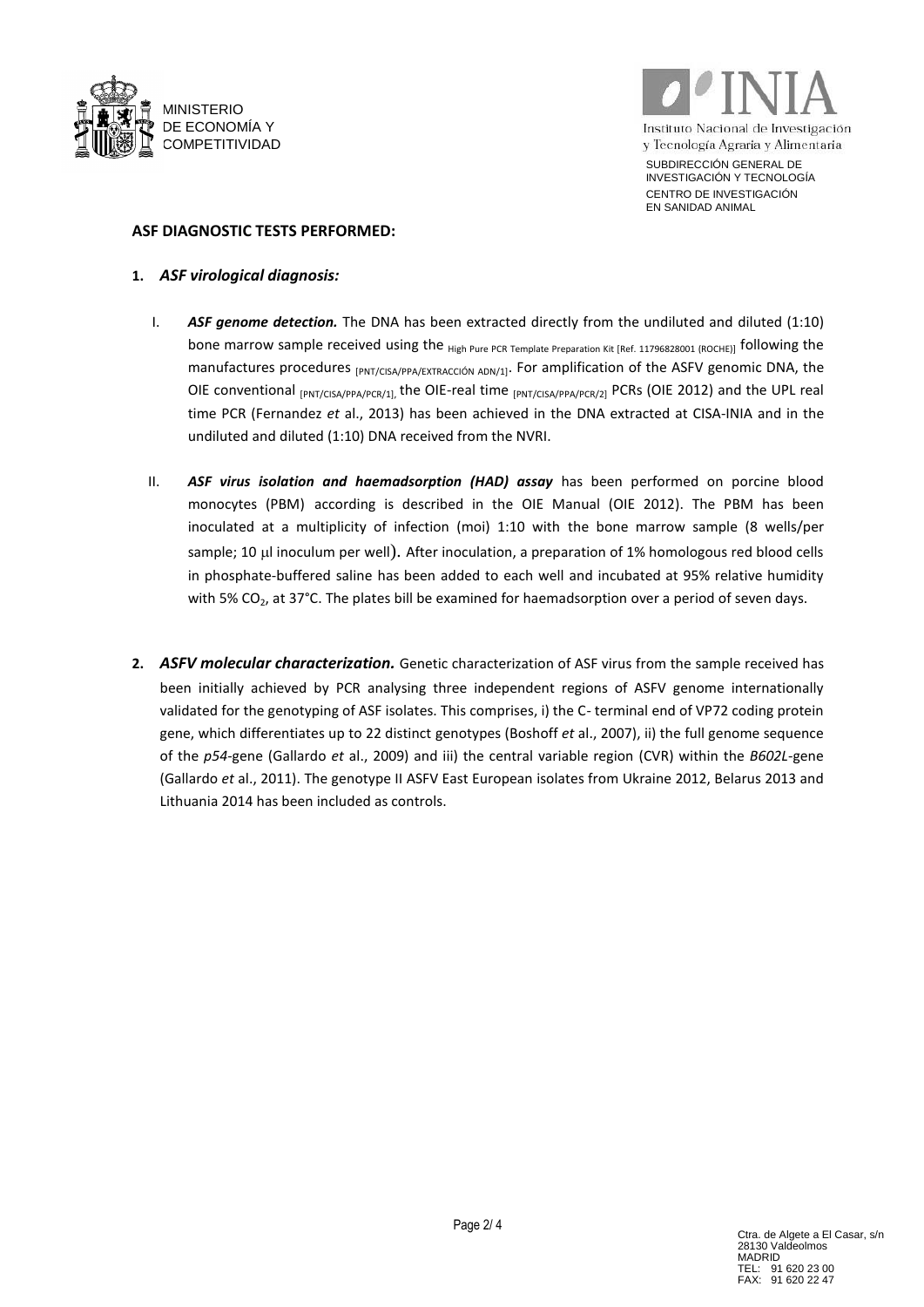**ASF DIAGNOSTIC TESTS PERFORMED:**

1. ***ASF virological diagnosis:***

   I. ***ASF genome detection.*** The DNA has been extracted directly from the undiluted and diluted (1:10) bone marrow sample received using the High Pure PCR Template Preparation Kit [Ref. 11796828001 (ROCHE)] following the manufactures procedures [PNT/CISA/PPA/EXTRACCIÓN ADN/1]. For amplification of the ASFV genomic DNA, the OIE conventional [PNT/CISA/PPA/PCR/1], the OIE-real time [PNT/CISA/PPA/PCR/2] PCRs (OIE 2012) and the UPL real time PCR (Fernandez *et* al., 2013) has been achieved in the DNA extracted at CISA-INIA and in the undiluted and diluted (1:10) DNA received from the NVRI.

   II. ***ASF virus isolation and haemadsorption (HAD) assay*** has been performed on porcine blood monocytes (PBM) according is described in the OIE Manual (OIE 2012). The PBM has been inoculated at a multiplicity of infection (moi) 1:10 with the bone marrow sample (8 wells/per sample; 10 µl inoculum per well). After inoculation, a preparation of 1% homologous red blood cells in phosphate-buffered saline has been added to each well and incubated at 95% relative humidity with 5% $CO_2$, at 37°C. The plates bill be examined for haemadsorption over a period of seven days.

2. ***ASFV molecular characterization.*** Genetic characterization of ASF virus from the sample received has been initially achieved by PCR analysing three independent regions of ASFV genome internationally validated for the genotyping of ASF isolates. This comprises, i) the C- terminal end of VP72 coding protein gene, which differentiates up to 22 distinct genotypes (Boshoff *et* al., 2007), ii) the full genome sequence of the *p54*-gene (Gallardo *et* al., 2009) and iii) the central variable region (CVR) within the *B602L*-gene (Gallardo *et* al., 2011). The genotype II ASFV East European isolates from Ukraine 2012, Belarus 2013 and Lithuania 2014 has been included as controls.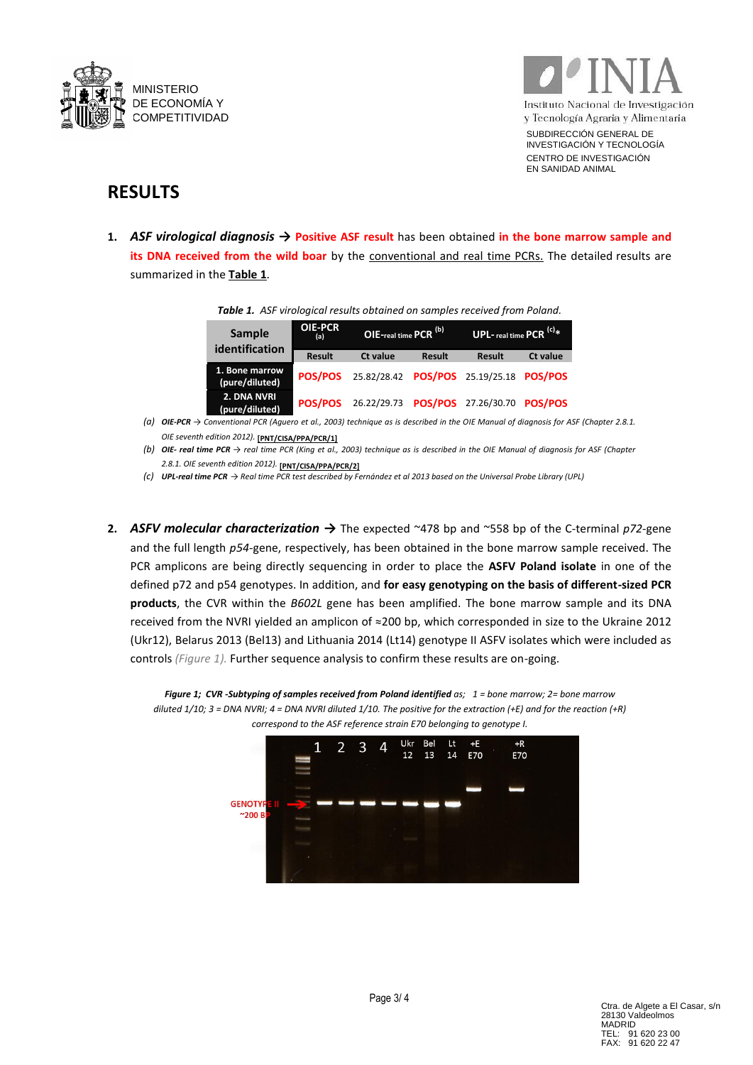## RESULTS

1. ***ASF virological diagnosis* →** **Positive ASF result** has been obtained **in the bone marrow sample and its DNA received from the wild boar** by the conventional and real time PCRs. The detailed results are summarized in the **Table 1**.

***Table 1.*** *ASF virological results obtained on samples received from Poland.*

| Sample identification | OIE-PCR (a) | OIE-real time PCR (b) | | UPL-real time PCR (c)* | |
|---|---|---|---|---|---|
| | Result | Ct value | Result | Result | Ct value |
| 1. Bone marrow (pure/diluted) | POS/POS | 25.82/28.42 | POS/POS | 25.19/25.18 | POS/POS |
| 2. DNA NVRI (pure/diluted) | POS/POS | 26.22/29.73 | POS/POS | 27.26/30.70 | POS/POS |

(a) ***OIE-PCR*** → *Conventional PCR (Aguero et al., 2003) technique as is described in the OIE Manual of diagnosis for ASF (Chapter 2.8.1. OIE seventh edition 2012).* **[PNT/CISA/PPA/PCR/1]**

(b) ***OIE- real time PCR*** → *real time PCR (King et al., 2003) technique as is described in the OIE Manual of diagnosis for ASF (Chapter 2.8.1. OIE seventh edition 2012).* **[PNT/CISA/PPA/PCR/2]**

(c) ***UPL-real time PCR*** → *Real time PCR test described by Fernández et al 2013 based on the Universal Probe Library (UPL)*

2. ***ASFV molecular characterization* →** The expected ~478 bp and ~558 bp of the C-terminal *p72*-gene and the full length *p54*-gene, respectively, has been obtained in the bone marrow sample received. The PCR amplicons are being directly sequencing in order to place the **ASFV Poland isolate** in one of the defined p72 and p54 genotypes. In addition, and **for easy genotyping on the basis of different-sized PCR products**, the CVR within the *B602L* gene has been amplified. The bone marrow sample and its DNA received from the NVRI yielded an amplicon of ≈200 bp, which corresponded in size to the Ukraine 2012 (Ukr12), Belarus 2013 (Bel13) and Lithuania 2014 (Lt14) genotype II ASFV isolates which were included as controls *(Figure 1).* Further sequence analysis to confirm these results are on-going.

***Figure 1; CVR -Subtyping of samples received from Poland identified*** *as; 1 = bone marrow; 2= bone marrow diluted 1/10; 3 = DNA NVRI; 4 = DNA NVRI diluted 1/10. The positive for the extraction (+E) and for the reaction (+R) correspond to the ASF reference strain E70 belonging to genotype I.*

1 2 3 4 Ukr 12 Bel 13 Lt 14 +E E70 +R E70

GENOTYPE II ~200 BP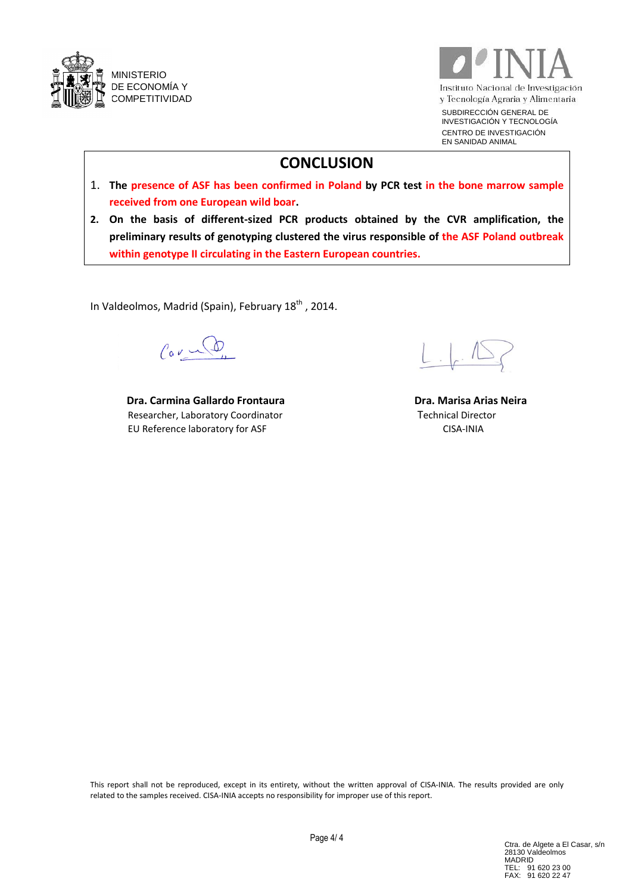MINISTERIO
DE ECONOMÍA Y
COMPETITIVIDAD

INIA
Instituto Nacional de Investigación
y Tecnología Agraria y Alimentaria

SUBDIRECCIÓN GENERAL DE
INVESTIGACIÓN Y TECNOLOGÍA
CENTRO DE INVESTIGACIÓN
EN SANIDAD ANIMAL

## CONCLUSION

1. **The presence of ASF has been confirmed in Poland by PCR test in the bone marrow sample received from one European wild boar.**
2. **On the basis of different-sized PCR products obtained by the CVR amplification, the preliminary results of genotyping clustered the virus responsible of the ASF Poland outbreak within genotype II circulating in the Eastern European countries.**

In Valdeolmos, Madrid (Spain), February 18th, 2014.

**Dra. Carmina Gallardo Frontaura**
Researcher, Laboratory Coordinator
EU Reference laboratory for ASF

**Dra. Marisa Arias Neira**
Technical Director
CISA-INIA

This report shall not be reproduced, except in its entirety, without the written approval of CISA-INIA. The results provided are only related to the samples received. CISA-INIA accepts no responsibility for improper use of this report.

Ctra. de Algete a El Casar, s/n
28130 Valdeolmos
MADRID
TEL: 91 620 23 00
FAX: 91 620 22 47